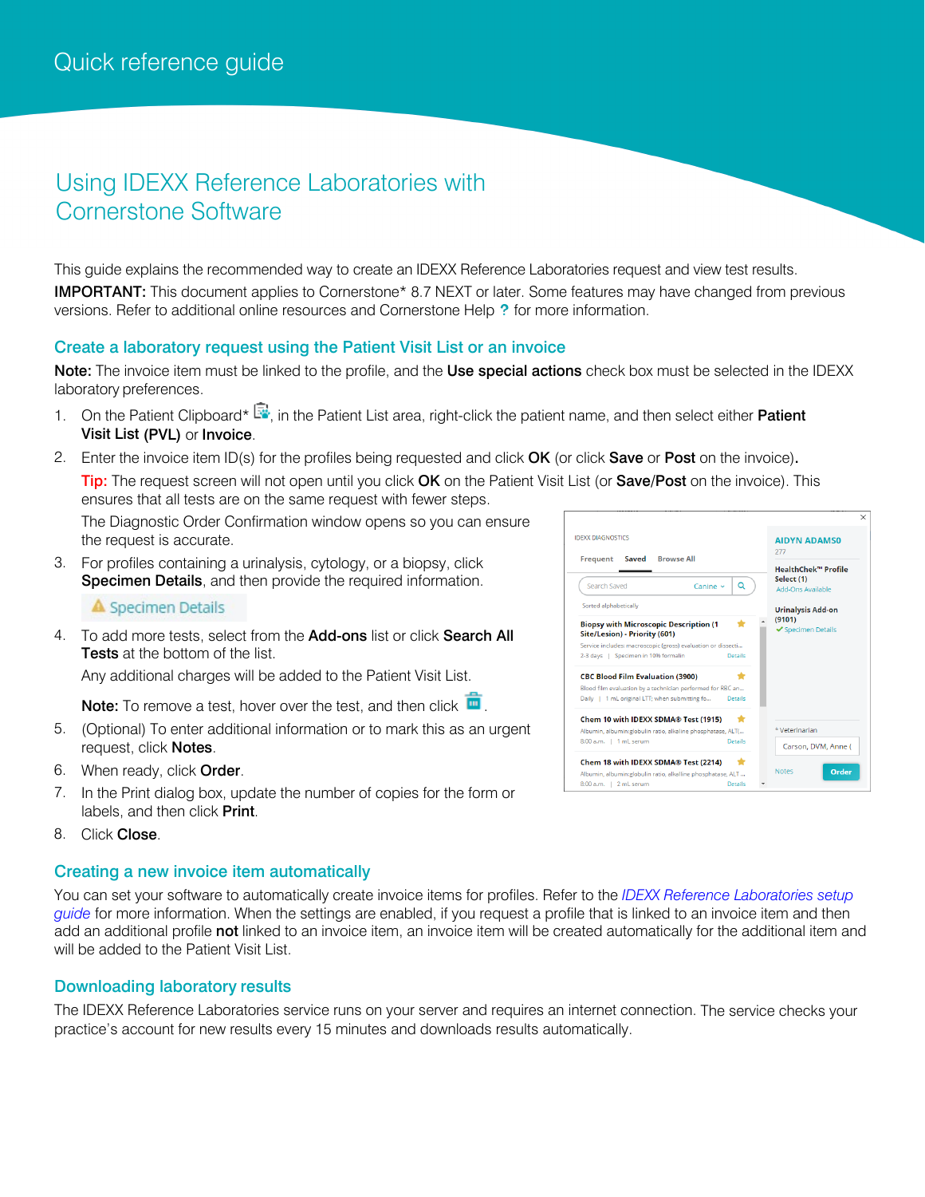Quick reference guide

# Using IDEXX Reference Laboratories with Cornerstone Software

This guide explains the recommended way to create an IDEXX Reference Laboratories request and view test results.

**IMPORTANT:** This document applies to Cornerstone* 8.7 NEXT or later. Some features may have changed from previous versions. Refer to additional online resources and Cornerstone Help **?** for more information.

## Create a laboratory request using the Patient Visit List or an invoice

**Note:** The invoice item must be linked to the profile, and the **Use special actions** check box must be selected in the IDEXX laboratory preferences.

1. On the Patient Clipboard*, in the Patient List area, right-click the patient name, and then select either **Patient Visit List (PVL)** or **Invoice**.
2. Enter the invoice item ID(s) for the profiles being requested and click **OK** (or click **Save** or **Post** on the invoice).

   **Tip:** The request screen will not open until you click **OK** on the Patient Visit List (or **Save**/**Post** on the invoice). This ensures that all tests are on the same request with fewer steps.

   The Diagnostic Order Confirmation window opens so you can ensure the request is accurate.
3. For profiles containing a urinalysis, cytology, or a biopsy, click **Specimen Details**, and then provide the required information.

   Specimen Details
4. To add more tests, select from the **Add-ons** list or click **Search All Tests** at the bottom of the list.

   Any additional charges will be added to the Patient Visit List.

   **Note:** To remove a test, hover over the test, and then click .
5. (Optional) To enter additional information or to mark this as an urgent request, click **Notes**.
6. When ready, click **Order**.
7. In the Print dialog box, update the number of copies for the form or labels, and then click **Print**.
8. Click **Close**.

## Creating a new invoice item automatically

You can set your software to automatically create invoice items for profiles. Refer to the *IDEXX Reference Laboratories setup guide* for more information. When the settings are enabled, if you request a profile that is linked to an invoice item and then add an additional profile **not** linked to an invoice item, an invoice item will be created automatically for the additional item and will be added to the Patient Visit List.

## Downloading laboratory results

The IDEXX Reference Laboratories service runs on your server and requires an internet connection. The service checks your practice's account for new results every 15 minutes and downloads results automatically.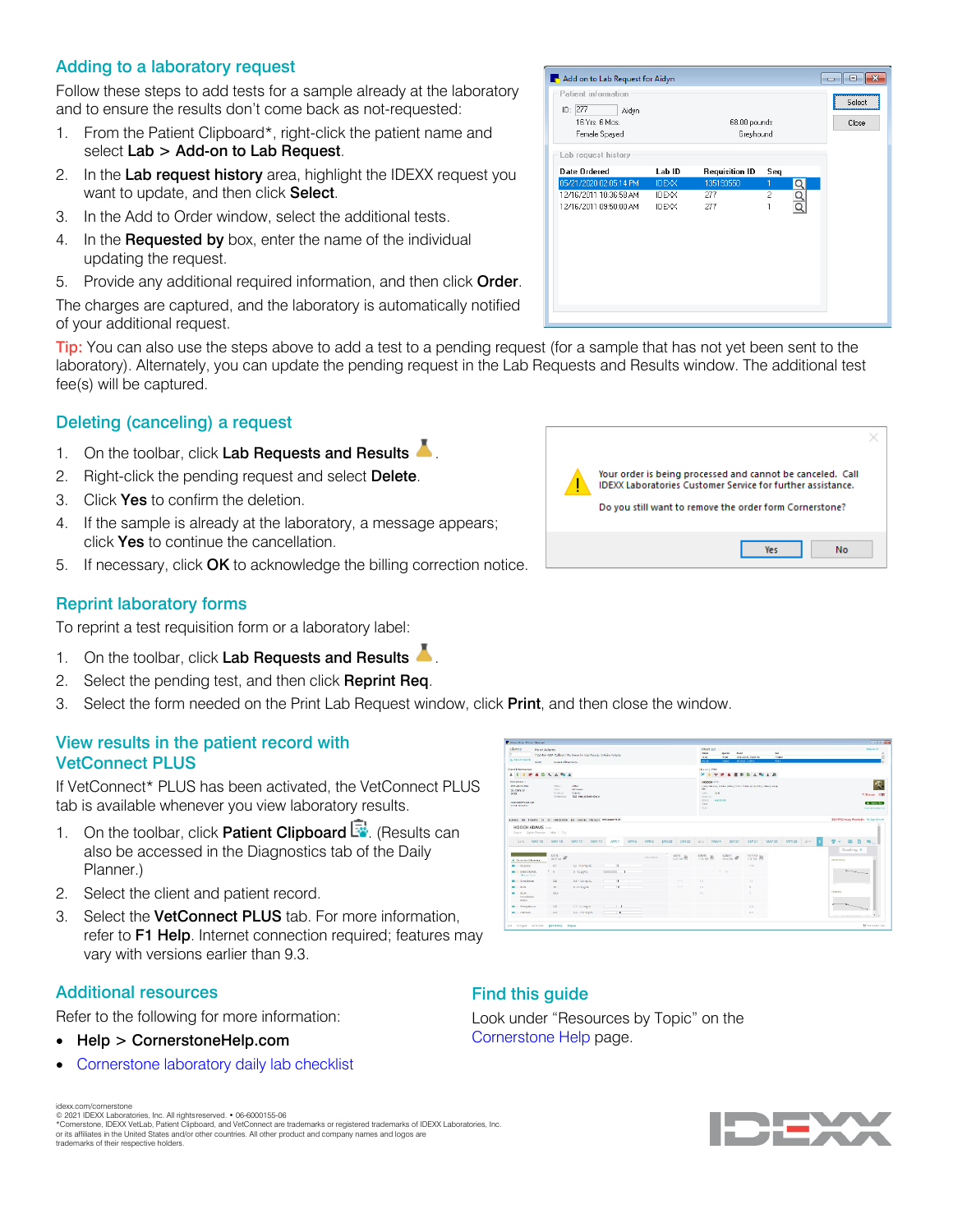## Adding to a laboratory request

Follow these steps to add tests for a sample already at the laboratory and to ensure the results don't come back as not-requested:

1. From the Patient Clipboard*, right-click the patient name and select **Lab > Add-on to Lab Request**.
2. In the **Lab request history** area, highlight the IDEXX request you want to update, and then click **Select**.
3. In the Add to Order window, select the additional tests.
4. In the **Requested by** box, enter the name of the individual updating the request.
5. Provide any additional required information, and then click **Order**.

The charges are captured, and the laboratory is automatically notified of your additional request.

Tip: You can also use the steps above to add a test to a pending request (for a sample that has not yet been sent to the laboratory). Alternately, you can update the pending request in the Lab Requests and Results window. The additional test fee(s) will be captured.

## Deleting (canceling) a request

1. On the toolbar, click **Lab Requests and Results**.
2. Right-click the pending request and select **Delete**.
3. Click **Yes** to confirm the deletion.
4. If the sample is already at the laboratory, a message appears; click **Yes** to continue the cancellation.
5. If necessary, click **OK** to acknowledge the billing correction notice.

## Reprint laboratory forms

To reprint a test requisition form or a laboratory label:

1. On the toolbar, click **Lab Requests and Results**.
2. Select the pending test, and then click **Reprint Req**.
3. Select the form needed on the Print Lab Request window, click **Print**, and then close the window.

## View results in the patient record with VetConnect PLUS

If VetConnect* PLUS has been activated, the VetConnect PLUS tab is available whenever you view laboratory results.

1. On the toolbar, click **Patient Clipboard**. (Results can also be accessed in the Diagnostics tab of the Daily Planner.)
2. Select the client and patient record.
3. Select the **VetConnect PLUS** tab. For more information, refer to **F1 Help**. Internet connection required; features may vary with versions earlier than 9.3.

## Additional resources

Refer to the following for more information:

- **Help > CornerstoneHelp.com**
- Cornerstone laboratory daily lab checklist

## Find this guide

Look under "Resources by Topic" on the Cornerstone Help page.

idexx.com/cornerstone
© 2021 IDEXX Laboratories, Inc. All rights reserved. • 06-6000155-06
*Cornerstone, IDEXX VetLab, Patient Clipboard, and VetConnect are trademarks or registered trademarks of IDEXX Laboratories, Inc. or its affiliates in the United States and/or other countries. All other product and company names and logos are trademarks of their respective holders.